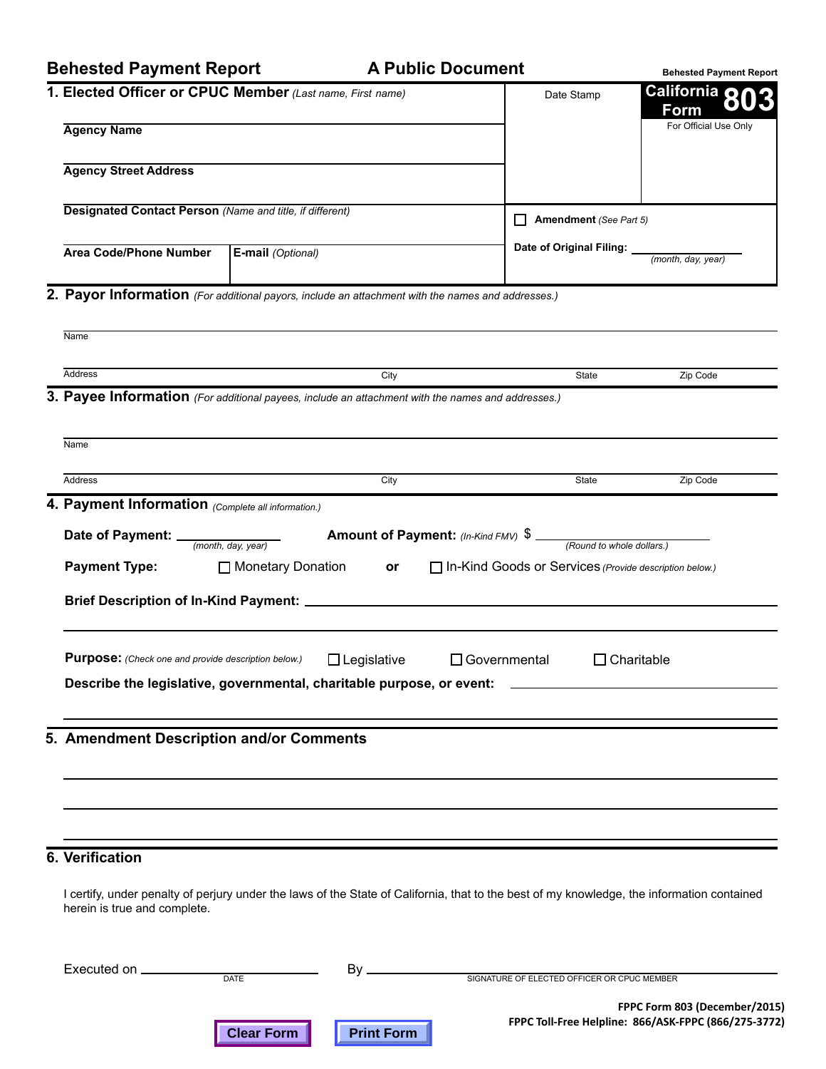# Behested Payment Report

**A Public Document**

Behested Payment Report

**California Form 803**

For Official Use Only

Date Stamp

## 1. Elected Officer or CPUC Member *(Last name, First name)*

**Agency Name**

**Agency Street Address**

**Designated Contact Person** *(Name and title, if different)*

**Area Code/Phone Number**

**E-mail** *(Optional)*

☐ **Amendment** *(See Part 5)*

**Date of Original Filing:** ______________ *(month, day, year)*

## 2. Payor Information *(For additional payors, include an attachment with the names and addresses.)*

Name

Address | City | State | Zip Code

## 3. Payee Information *(For additional payees, include an attachment with the names and addresses.)*

Name

Address | City | State | Zip Code

## 4. Payment Information *(Complete all information.)*

**Date of Payment:** ______________ *(month, day, year)*

**Amount of Payment:** *(In-Kind FMV)* $ ______________ *(Round to whole dollars.)*

**Payment Type:** ☐ Monetary Donation **or** ☐ In-Kind Goods or Services *(Provide description below.)*

**Brief Description of In-Kind Payment:** ______________

**Purpose:** *(Check one and provide description below.)* ☐ Legislative ☐ Governmental ☐ Charitable

**Describe the legislative, governmental, charitable purpose, or event:** ______________

## 5. Amendment Description and/or Comments

## 6. Verification

I certify, under penalty of perjury under the laws of the State of California, that to the best of my knowledge, the information contained herein is true and complete.

Executed on ______________ DATE By ______________ SIGNATURE OF ELECTED OFFICER OR CPUC MEMBER

Clear Form | Print Form

**FPPC Form 803 (December/2015)**
**FPPC Toll-Free Helpline: 866/ASK-FPPC (866/275-3772)**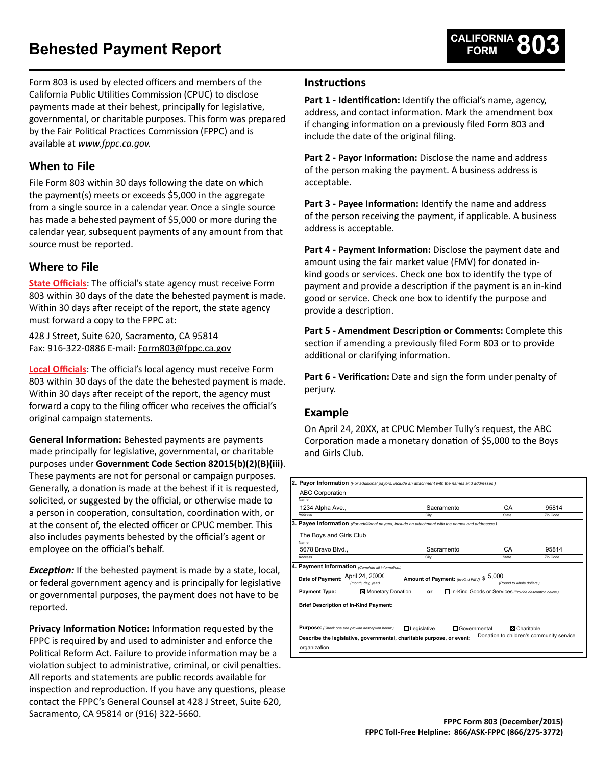# Behested Payment Report

**CALIFORNIA FORM 803**

Form 803 is used by elected officers and members of the California Public Utilities Commission (CPUC) to disclose payments made at their behest, principally for legislative, governmental, or charitable purposes. This form was prepared by the Fair Political Practices Commission (FPPC) and is available at *www.fppc.ca.gov.*

## When to File

File Form 803 within 30 days following the date on which the payment(s) meets or exceeds $5,000 in the aggregate from a single source in a calendar year. Once a single source has made a behested payment of $5,000 or more during the calendar year, subsequent payments of any amount from that source must be reported.

## Where to File

**State Officials**: The official's state agency must receive Form 803 within 30 days of the date the behested payment is made. Within 30 days after receipt of the report, the state agency must forward a copy to the FPPC at:

428 J Street, Suite 620, Sacramento, CA 95814
Fax: 916-322-0886 E-mail: Form803@fppc.ca.gov

**Local Officials**: The official's local agency must receive Form 803 within 30 days of the date the behested payment is made. Within 30 days after receipt of the report, the agency must forward a copy to the filing officer who receives the official's original campaign statements.

**General Information:** Behested payments are payments made principally for legislative, governmental, or charitable purposes under **Government Code Section 82015(b)(2)(B)(iii)**. These payments are not for personal or campaign purposes. Generally, a donation is made at the behest if it is requested, solicited, or suggested by the official, or otherwise made to a person in cooperation, consultation, coordination with, or at the consent of, the elected officer or CPUC member. This also includes payments behested by the official's agent or employee on the official's behalf.

***Exception:*** If the behested payment is made by a state, local, or federal government agency and is principally for legislative or governmental purposes, the payment does not have to be reported.

**Privacy Information Notice:** Information requested by the FPPC is required by and used to administer and enforce the Political Reform Act. Failure to provide information may be a violation subject to administrative, criminal, or civil penalties. All reports and statements are public records available for inspection and reproduction. If you have any questions, please contact the FPPC's General Counsel at 428 J Street, Suite 620, Sacramento, CA 95814 or (916) 322-5660.

## Instructions

**Part 1 - Identification:** Identify the official's name, agency, address, and contact information. Mark the amendment box if changing information on a previously filed Form 803 and include the date of the original filing.

**Part 2 - Payor Information:** Disclose the name and address of the person making the payment. A business address is acceptable.

**Part 3 - Payee Information:** Identify the name and address of the person receiving the payment, if applicable. A business address is acceptable.

**Part 4 - Payment Information:** Disclose the payment date and amount using the fair market value (FMV) for donated in-kind goods or services. Check one box to identify the type of payment and provide a description if the payment is an in-kind good or service. Check one box to identify the purpose and provide a description.

**Part 5 - Amendment Description or Comments:** Complete this section if amending a previously filed Form 803 or to provide additional or clarifying information.

**Part 6 - Verification:** Date and sign the form under penalty of perjury.

## Example

On April 24, 20XX, at CPUC Member Tully's request, the ABC Corporation made a monetary donation of $5,000 to the Boys and Girls Club.

**2. Payor Information** *(For additional payors, include an attachment with the names and addresses.)*

| | | | |
|---|---|---|---|
| ABC Corporation | | | |
| Name | | | |
| 1234 Alpha Ave., | Sacramento | CA | 95814 |
| Address | City | State | Zip Code |

**3. Payee Information** *(For additional payees, include an attachment with the names and addresses.)*

| | | | |
|---|---|---|---|
| The Boys and Girls Club | | | |
| Name | | | |
| 5678 Bravo Blvd., | Sacramento | CA | 95814 |
| Address | City | State | Zip Code |

**4. Payment Information** *(Complete all information.)*

**Date of Payment:** April 24, 20XX *(month, day, year)*  **Amount of Payment:** *(In-Kind FMV)* $ 5,000 *(Round to whole dollars.)*

**Payment Type:** ☒ Monetary Donation **or** ☐ In-Kind Goods or Services *(Provide description below.)*

**Brief Description of In-Kind Payment:**

**Purpose:** *(Check one and provide description below.)* ☐ Legislative ☐ Governmental ☒ Charitable

**Describe the legislative, governmental, charitable purpose, or event:** Donation to children's community service organization

**FPPC Form 803 (December/2015)**
**FPPC Toll-Free Helpline: 866/ASK-FPPC (866/275-3772)**